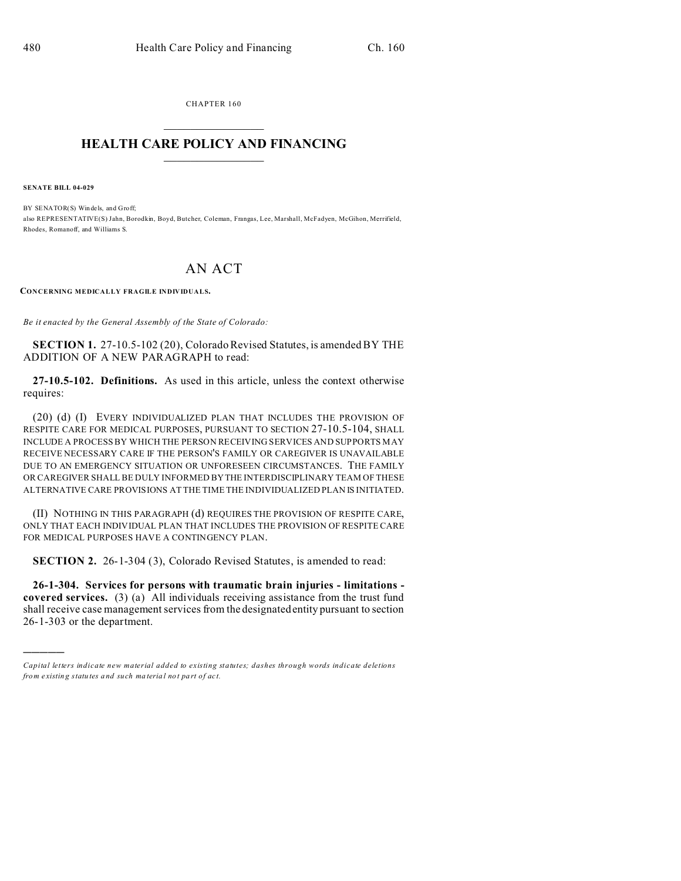CHAPTER 160

# HEALTH CARE POLICY AND FINANCING

**SENATE BILL 04-029**

BY SENATOR(S) Windels, and Groff;
also REPRESENTATIVE(S) Jahn, Borodkin, Boyd, Butcher, Coleman, Frangas, Lee, Marshall, McFadyen, McGihon, Merrifield, Rhodes, Romanoff, and Williams S.

# AN ACT

**CONCERNING MEDICALLY FRAGILE INDIVIDUALS.**

*Be it enacted by the General Assembly of the State of Colorado:*

**SECTION 1.** 27-10.5-102 (20), Colorado Revised Statutes, is amended BY THE ADDITION OF A NEW PARAGRAPH to read:

**27-10.5-102. Definitions.** As used in this article, unless the context otherwise requires:

(20) (d) (I) EVERY INDIVIDUALIZED PLAN THAT INCLUDES THE PROVISION OF RESPITE CARE FOR MEDICAL PURPOSES, PURSUANT TO SECTION 27-10.5-104, SHALL INCLUDE A PROCESS BY WHICH THE PERSON RECEIVING SERVICES AND SUPPORTS MAY RECEIVE NECESSARY CARE IF THE PERSON'S FAMILY OR CAREGIVER IS UNAVAILABLE DUE TO AN EMERGENCY SITUATION OR UNFORESEEN CIRCUMSTANCES. THE FAMILY OR CAREGIVER SHALL BE DULY INFORMED BY THE INTERDISCIPLINARY TEAM OF THESE ALTERNATIVE CARE PROVISIONS AT THE TIME THE INDIVIDUALIZED PLAN IS INITIATED.

(II) NOTHING IN THIS PARAGRAPH (d) REQUIRES THE PROVISION OF RESPITE CARE, ONLY THAT EACH INDIVIDUAL PLAN THAT INCLUDES THE PROVISION OF RESPITE CARE FOR MEDICAL PURPOSES HAVE A CONTINGENCY PLAN.

**SECTION 2.** 26-1-304 (3), Colorado Revised Statutes, is amended to read:

**26-1-304. Services for persons with traumatic brain injuries - limitations - covered services.** (3) (a) All individuals receiving assistance from the trust fund shall receive case management services from the designated entity pursuant to section 26-1-303 or the department.

---

*Capital letters indicate new material added to existing statutes; dashes through words indicate deletions from existing statutes and such material not part of act.*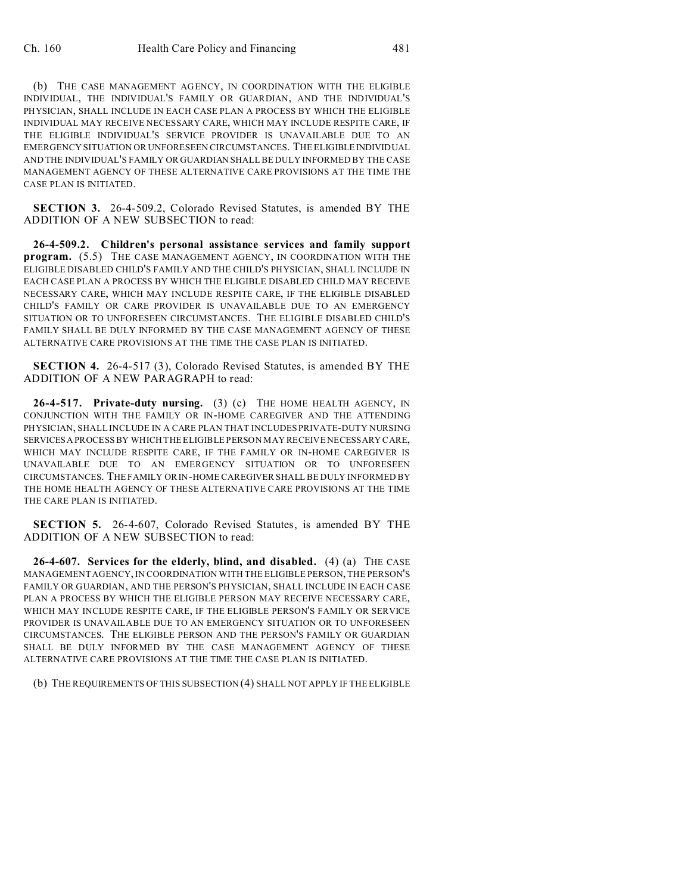(b) THE CASE MANAGEMENT AGENCY, IN COORDINATION WITH THE ELIGIBLE INDIVIDUAL, THE INDIVIDUAL'S FAMILY OR GUARDIAN, AND THE INDIVIDUAL'S PHYSICIAN, SHALL INCLUDE IN EACH CASE PLAN A PROCESS BY WHICH THE ELIGIBLE INDIVIDUAL MAY RECEIVE NECESSARY CARE, WHICH MAY INCLUDE RESPITE CARE, IF THE ELIGIBLE INDIVIDUAL'S SERVICE PROVIDER IS UNAVAILABLE DUE TO AN EMERGENCY SITUATION OR UNFORESEEN CIRCUMSTANCES. THE ELIGIBLE INDIVIDUAL AND THE INDIVIDUAL'S FAMILY OR GUARDIAN SHALL BE DULY INFORMED BY THE CASE MANAGEMENT AGENCY OF THESE ALTERNATIVE CARE PROVISIONS AT THE TIME THE CASE PLAN IS INITIATED.

**SECTION 3.** 26-4-509.2, Colorado Revised Statutes, is amended BY THE ADDITION OF A NEW SUBSECTION to read:

**26-4-509.2. Children's personal assistance services and family support program.** (5.5) THE CASE MANAGEMENT AGENCY, IN COORDINATION WITH THE ELIGIBLE DISABLED CHILD'S FAMILY AND THE CHILD'S PHYSICIAN, SHALL INCLUDE IN EACH CASE PLAN A PROCESS BY WHICH THE ELIGIBLE DISABLED CHILD MAY RECEIVE NECESSARY CARE, WHICH MAY INCLUDE RESPITE CARE, IF THE ELIGIBLE DISABLED CHILD'S FAMILY OR CARE PROVIDER IS UNAVAILABLE DUE TO AN EMERGENCY SITUATION OR TO UNFORESEEN CIRCUMSTANCES. THE ELIGIBLE DISABLED CHILD'S FAMILY SHALL BE DULY INFORMED BY THE CASE MANAGEMENT AGENCY OF THESE ALTERNATIVE CARE PROVISIONS AT THE TIME THE CASE PLAN IS INITIATED.

**SECTION 4.** 26-4-517 (3), Colorado Revised Statutes, is amended BY THE ADDITION OF A NEW PARAGRAPH to read:

**26-4-517. Private-duty nursing.** (3) (c) THE HOME HEALTH AGENCY, IN CONJUNCTION WITH THE FAMILY OR IN-HOME CAREGIVER AND THE ATTENDING PHYSICIAN, SHALL INCLUDE IN A CARE PLAN THAT INCLUDES PRIVATE-DUTY NURSING SERVICES A PROCESS BY WHICH THE ELIGIBLE PERSON MAY RECEIVE NECESSARY CARE, WHICH MAY INCLUDE RESPITE CARE, IF THE FAMILY OR IN-HOME CAREGIVER IS UNAVAILABLE DUE TO AN EMERGENCY SITUATION OR TO UNFORESEEN CIRCUMSTANCES. THE FAMILY OR IN-HOME CAREGIVER SHALL BE DULY INFORMED BY THE HOME HEALTH AGENCY OF THESE ALTERNATIVE CARE PROVISIONS AT THE TIME THE CARE PLAN IS INITIATED.

**SECTION 5.** 26-4-607, Colorado Revised Statutes, is amended BY THE ADDITION OF A NEW SUBSECTION to read:

**26-4-607. Services for the elderly, blind, and disabled.** (4) (a) THE CASE MANAGEMENT AGENCY, IN COORDINATION WITH THE ELIGIBLE PERSON, THE PERSON'S FAMILY OR GUARDIAN, AND THE PERSON'S PHYSICIAN, SHALL INCLUDE IN EACH CASE PLAN A PROCESS BY WHICH THE ELIGIBLE PERSON MAY RECEIVE NECESSARY CARE, WHICH MAY INCLUDE RESPITE CARE, IF THE ELIGIBLE PERSON'S FAMILY OR SERVICE PROVIDER IS UNAVAILABLE DUE TO AN EMERGENCY SITUATION OR TO UNFORESEEN CIRCUMSTANCES. THE ELIGIBLE PERSON AND THE PERSON'S FAMILY OR GUARDIAN SHALL BE DULY INFORMED BY THE CASE MANAGEMENT AGENCY OF THESE ALTERNATIVE CARE PROVISIONS AT THE TIME THE CASE PLAN IS INITIATED.

(b) THE REQUIREMENTS OF THIS SUBSECTION (4) SHALL NOT APPLY IF THE ELIGIBLE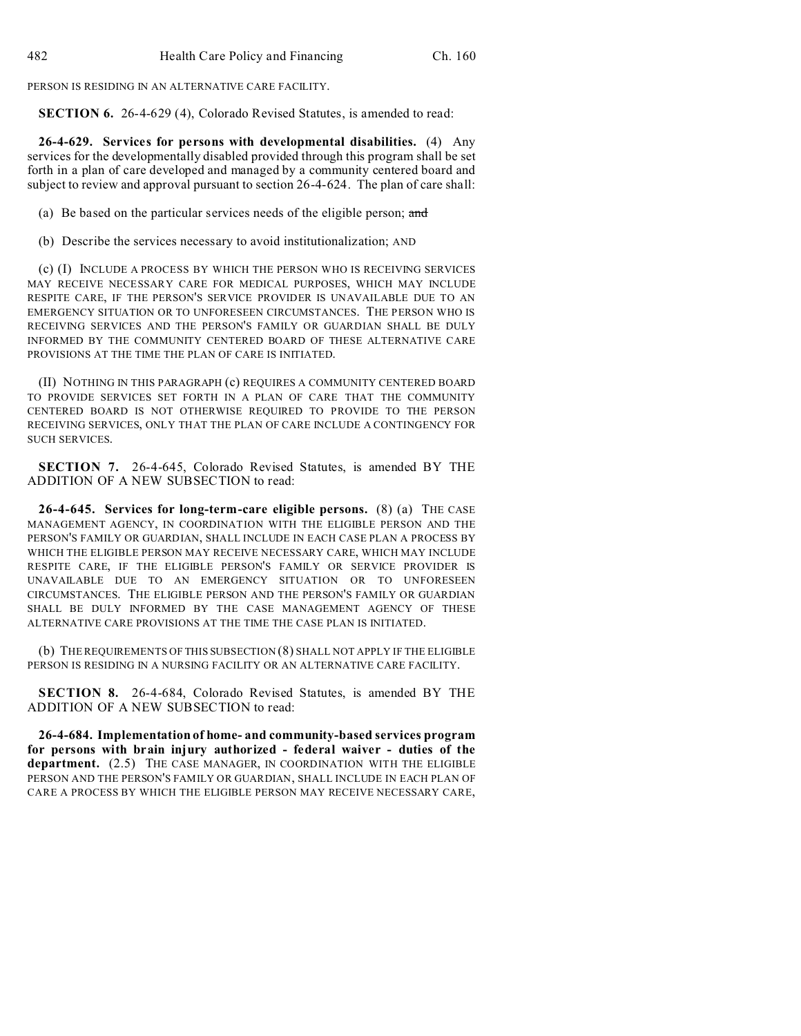PERSON IS RESIDING IN AN ALTERNATIVE CARE FACILITY.

**SECTION 6.** 26-4-629 (4), Colorado Revised Statutes, is amended to read:

**26-4-629. Services for persons with developmental disabilities.** (4) Any services for the developmentally disabled provided through this program shall be set forth in a plan of care developed and managed by a community centered board and subject to review and approval pursuant to section 26-4-624. The plan of care shall:

(a) Be based on the particular services needs of the eligible person; ~~and~~

(b) Describe the services necessary to avoid institutionalization; AND

(c) (I) INCLUDE A PROCESS BY WHICH THE PERSON WHO IS RECEIVING SERVICES MAY RECEIVE NECESSARY CARE FOR MEDICAL PURPOSES, WHICH MAY INCLUDE RESPITE CARE, IF THE PERSON'S SERVICE PROVIDER IS UNAVAILABLE DUE TO AN EMERGENCY SITUATION OR TO UNFORESEEN CIRCUMSTANCES. THE PERSON WHO IS RECEIVING SERVICES AND THE PERSON'S FAMILY OR GUARDIAN SHALL BE DULY INFORMED BY THE COMMUNITY CENTERED BOARD OF THESE ALTERNATIVE CARE PROVISIONS AT THE TIME THE PLAN OF CARE IS INITIATED.

(II) NOTHING IN THIS PARAGRAPH (c) REQUIRES A COMMUNITY CENTERED BOARD TO PROVIDE SERVICES SET FORTH IN A PLAN OF CARE THAT THE COMMUNITY CENTERED BOARD IS NOT OTHERWISE REQUIRED TO PROVIDE TO THE PERSON RECEIVING SERVICES, ONLY THAT THE PLAN OF CARE INCLUDE A CONTINGENCY FOR SUCH SERVICES.

**SECTION 7.** 26-4-645, Colorado Revised Statutes, is amended BY THE ADDITION OF A NEW SUBSECTION to read:

**26-4-645. Services for long-term-care eligible persons.** (8) (a) THE CASE MANAGEMENT AGENCY, IN COORDINATION WITH THE ELIGIBLE PERSON AND THE PERSON'S FAMILY OR GUARDIAN, SHALL INCLUDE IN EACH CASE PLAN A PROCESS BY WHICH THE ELIGIBLE PERSON MAY RECEIVE NECESSARY CARE, WHICH MAY INCLUDE RESPITE CARE, IF THE ELIGIBLE PERSON'S FAMILY OR SERVICE PROVIDER IS UNAVAILABLE DUE TO AN EMERGENCY SITUATION OR TO UNFORESEEN CIRCUMSTANCES. THE ELIGIBLE PERSON AND THE PERSON'S FAMILY OR GUARDIAN SHALL BE DULY INFORMED BY THE CASE MANAGEMENT AGENCY OF THESE ALTERNATIVE CARE PROVISIONS AT THE TIME THE CASE PLAN IS INITIATED.

(b) THE REQUIREMENTS OF THIS SUBSECTION (8) SHALL NOT APPLY IF THE ELIGIBLE PERSON IS RESIDING IN A NURSING FACILITY OR AN ALTERNATIVE CARE FACILITY.

**SECTION 8.** 26-4-684, Colorado Revised Statutes, is amended BY THE ADDITION OF A NEW SUBSECTION to read:

**26-4-684. Implementation of home- and community-based services program for persons with brain injury authorized - federal waiver - duties of the department.** (2.5) THE CASE MANAGER, IN COORDINATION WITH THE ELIGIBLE PERSON AND THE PERSON'S FAMILY OR GUARDIAN, SHALL INCLUDE IN EACH PLAN OF CARE A PROCESS BY WHICH THE ELIGIBLE PERSON MAY RECEIVE NECESSARY CARE,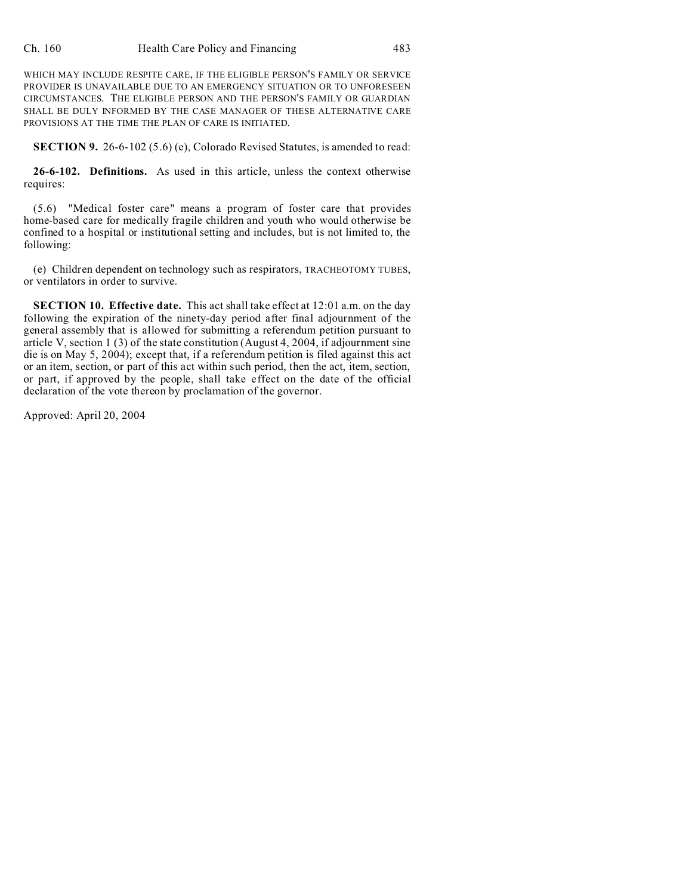WHICH MAY INCLUDE RESPITE CARE, IF THE ELIGIBLE PERSON'S FAMILY OR SERVICE PROVIDER IS UNAVAILABLE DUE TO AN EMERGENCY SITUATION OR TO UNFORESEEN CIRCUMSTANCES. THE ELIGIBLE PERSON AND THE PERSON'S FAMILY OR GUARDIAN SHALL BE DULY INFORMED BY THE CASE MANAGER OF THESE ALTERNATIVE CARE PROVISIONS AT THE TIME THE PLAN OF CARE IS INITIATED.

**SECTION 9.** 26-6-102 (5.6) (e), Colorado Revised Statutes, is amended to read:

**26-6-102. Definitions.** As used in this article, unless the context otherwise requires:

(5.6) "Medical foster care" means a program of foster care that provides home-based care for medically fragile children and youth who would otherwise be confined to a hospital or institutional setting and includes, but is not limited to, the following:

(e) Children dependent on technology such as respirators, TRACHEOTOMY TUBES, or ventilators in order to survive.

**SECTION 10. Effective date.** This act shall take effect at 12:01 a.m. on the day following the expiration of the ninety-day period after final adjournment of the general assembly that is allowed for submitting a referendum petition pursuant to article V, section 1 (3) of the state constitution (August 4, 2004, if adjournment sine die is on May 5, 2004); except that, if a referendum petition is filed against this act or an item, section, or part of this act within such period, then the act, item, section, or part, if approved by the people, shall take effect on the date of the official declaration of the vote thereon by proclamation of the governor.

Approved: April 20, 2004